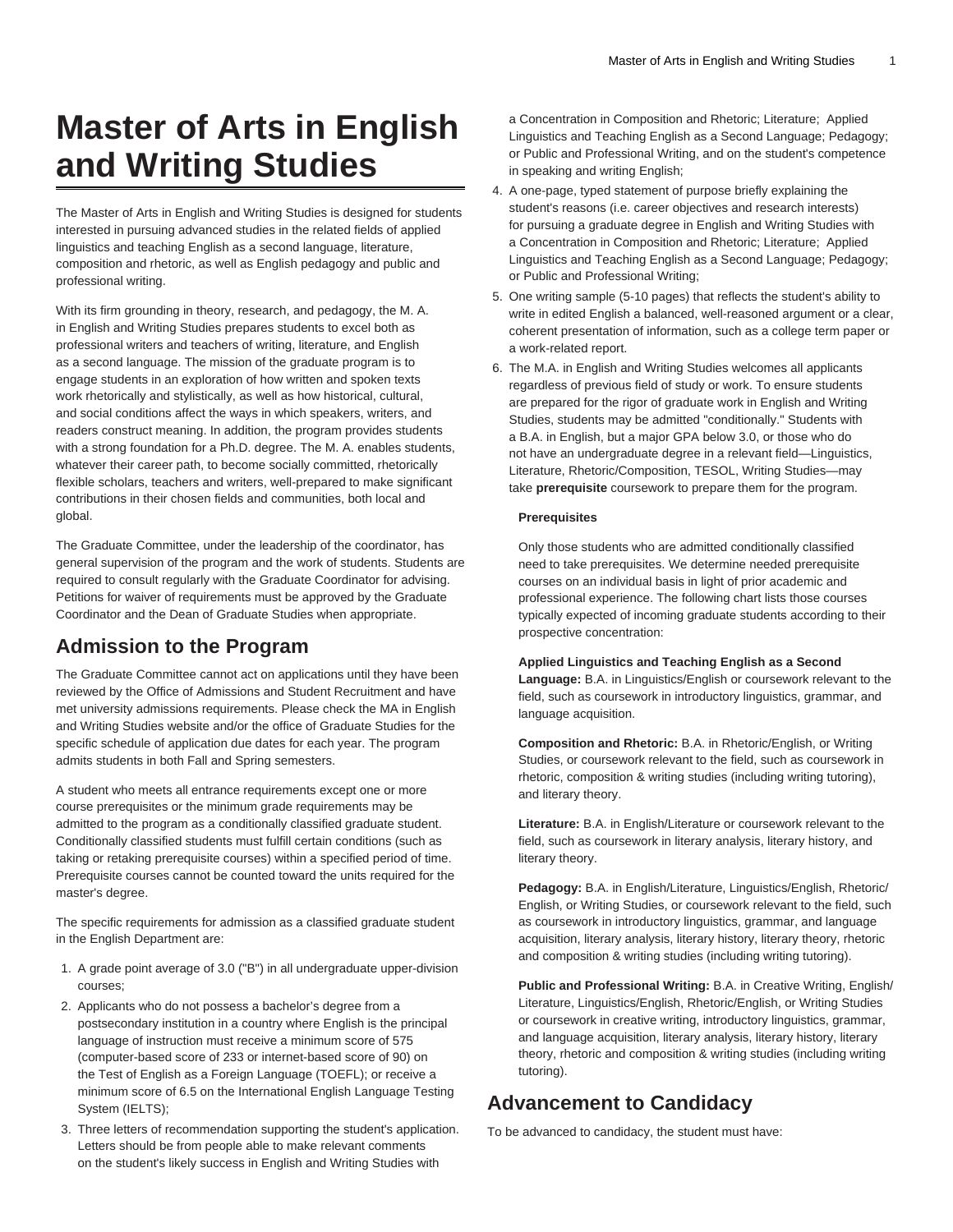# Master of Arts in English and Writing Studies

The Master of Arts in English and Writing Studies is designed for students interested in pursuing advanced studies in the related fields of applied linguistics and teaching English as a second language, literature, composition and rhetoric, as well as English pedagogy and public and professional writing.

With its firm grounding in theory, research, and pedagogy, the M. A. in English and Writing Studies prepares students to excel both as professional writers and teachers of writing, literature, and English as a second language. The mission of the graduate program is to engage students in an exploration of how written and spoken texts work rhetorically and stylistically, as well as how historical, cultural, and social conditions affect the ways in which speakers, writers, and readers construct meaning. In addition, the program provides students with a strong foundation for a Ph.D. degree. The M. A. enables students, whatever their career path, to become socially committed, rhetorically flexible scholars, teachers and writers, well-prepared to make significant contributions in their chosen fields and communities, both local and global.

The Graduate Committee, under the leadership of the coordinator, has general supervision of the program and the work of students. Students are required to consult regularly with the Graduate Coordinator for advising. Petitions for waiver of requirements must be approved by the Graduate Coordinator and the Dean of Graduate Studies when appropriate.

## Admission to the Program

The Graduate Committee cannot act on applications until they have been reviewed by the Office of Admissions and Student Recruitment and have met university admissions requirements. Please check the MA in English and Writing Studies website and/or the office of Graduate Studies for the specific schedule of application due dates for each year. The program admits students in both Fall and Spring semesters.

A student who meets all entrance requirements except one or more course prerequisites or the minimum grade requirements may be admitted to the program as a conditionally classified graduate student. Conditionally classified students must fulfill certain conditions (such as taking or retaking prerequisite courses) within a specified period of time. Prerequisite courses cannot be counted toward the units required for the master's degree.

The specific requirements for admission as a classified graduate student in the English Department are:

1. A grade point average of 3.0 ("B") in all undergraduate upper-division courses;
2. Applicants who do not possess a bachelor's degree from a postsecondary institution in a country where English is the principal language of instruction must receive a minimum score of 575 (computer-based score of 233 or internet-based score of 90) on the Test of English as a Foreign Language (TOEFL); or receive a minimum score of 6.5 on the International English Language Testing System (IELTS);
3. Three letters of recommendation supporting the student's application. Letters should be from people able to make relevant comments on the student's likely success in English and Writing Studies with a Concentration in Composition and Rhetoric; Literature; Applied Linguistics and Teaching English as a Second Language; Pedagogy; or Public and Professional Writing, and on the student's competence in speaking and writing English;
4. A one-page, typed statement of purpose briefly explaining the student's reasons (i.e. career objectives and research interests) for pursuing a graduate degree in English and Writing Studies with a Concentration in Composition and Rhetoric; Literature; Applied Linguistics and Teaching English as a Second Language; Pedagogy; or Public and Professional Writing;
5. One writing sample (5-10 pages) that reflects the student's ability to write in edited English a balanced, well-reasoned argument or a clear, coherent presentation of information, such as a college term paper or a work-related report.
6. The M.A. in English and Writing Studies welcomes all applicants regardless of previous field of study or work. To ensure students are prepared for the rigor of graduate work in English and Writing Studies, students may be admitted "conditionally." Students with a B.A. in English, but a major GPA below 3.0, or those who do not have an undergraduate degree in a relevant field—Linguistics, Literature, Rhetoric/Composition, TESOL, Writing Studies—may take **prerequisite** coursework to prepare them for the program.

**Prerequisites**

Only those students who are admitted conditionally classified need to take prerequisites. We determine needed prerequisite courses on an individual basis in light of prior academic and professional experience. The following chart lists those courses typically expected of incoming graduate students according to their prospective concentration:

**Applied Linguistics and Teaching English as a Second Language:** B.A. in Linguistics/English or coursework relevant to the field, such as coursework in introductory linguistics, grammar, and language acquisition.

**Composition and Rhetoric:** B.A. in Rhetoric/English, or Writing Studies, or coursework relevant to the field, such as coursework in rhetoric, composition & writing studies (including writing tutoring), and literary theory.

**Literature:** B.A. in English/Literature or coursework relevant to the field, such as coursework in literary analysis, literary history, and literary theory.

**Pedagogy:** B.A. in English/Literature, Linguistics/English, Rhetoric/English, or Writing Studies, or coursework relevant to the field, such as coursework in introductory linguistics, grammar, and language acquisition, literary analysis, literary history, literary theory, rhetoric and composition & writing studies (including writing tutoring).

**Public and Professional Writing:** B.A. in Creative Writing, English/Literature, Linguistics/English, Rhetoric/English, or Writing Studies or coursework in creative writing, introductory linguistics, grammar, and language acquisition, literary analysis, literary history, literary theory, rhetoric and composition & writing studies (including writing tutoring).

## Advancement to Candidacy

To be advanced to candidacy, the student must have: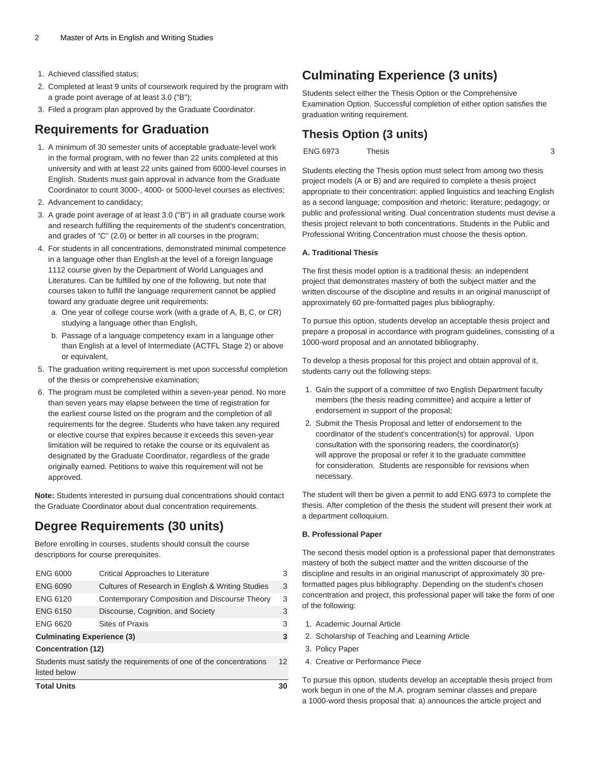1. Achieved classified status;
2. Completed at least 9 units of coursework required by the program with a grade point average of at least 3.0 ("B");
3. Filed a program plan approved by the Graduate Coordinator.

## Requirements for Graduation

1. A minimum of 30 semester units of acceptable graduate-level work in the formal program, with no fewer than 22 units completed at this university and with at least 22 units gained from 6000-level courses in English. Students must gain approval in advance from the Graduate Coordinator to count 3000-, 4000- or 5000-level courses as electives;
2. Advancement to candidacy;
3. A grade point average of at least 3.0 ("B") in all graduate course work and research fulfilling the requirements of the student's concentration, and grades of "C" (2.0) or better in all courses in the program;
4. For students in all concentrations, demonstrated minimal competence in a language other than English at the level of a foreign language 1112 course given by the Department of World Languages and Literatures. Can be fulfilled by one of the following, but note that courses taken to fulfill the language requirement cannot be applied toward any graduate degree unit requirements:
   a. One year of college course work (with a grade of A, B, C, or CR) studying a language other than English,
   b. Passage of a language competency exam in a language other than English at a level of Intermediate (ACTFL Stage 2) or above or equivalent,
5. The graduation writing requirement is met upon successful completion of the thesis or comprehensive examination;
6. The program must be completed within a seven-year period. No more than seven years may elapse between the time of registration for the earliest course listed on the program and the completion of all requirements for the degree. Students who have taken any required or elective course that expires because it exceeds this seven-year limitation will be required to retake the course or its equivalent as designated by the Graduate Coordinator, regardless of the grade originally earned. Petitions to waive this requirement will not be approved.

**Note:** Students interested in pursuing dual concentrations should contact the Graduate Coordinator about dual concentration requirements.

## Degree Requirements (30 units)

Before enrolling in courses, students should consult the course descriptions for course prerequisites.

| | | |
|---|---|---|
| ENG 6000 | Critical Approaches to Literature | 3 |
| ENG 6090 | Cultures of Research in English & Writing Studies | 3 |
| ENG 6120 | Contemporary Composition and Discourse Theory | 3 |
| ENG 6150 | Discourse, Cognition, and Society | 3 |
| ENG 6620 | Sites of Praxis | 3 |
| **Culminating Experience (3)** | | **3** |
| **Concentration (12)** | | |
| Students must satisfy the requirements of one of the concentrations listed below | | 12 |
| **Total Units** | | **30** |

## Culminating Experience (3 units)

Students select either the Thesis Option or the Comprehensive Examination Option. Successful completion of either option satisfies the graduation writing requirement.

## Thesis Option (3 units)

| | | |
|---|---|---|
| ENG 6973 | Thesis | 3 |

Students electing the Thesis option must select from among two thesis project models (A or B) and are required to complete a thesis project appropriate to their concentration: applied linguistics and teaching English as a second language; composition and rhetoric; literature; pedagogy; or public and professional writing. Dual concentration students must devise a thesis project relevant to both concentrations. Students in the Public and Professional Writing Concentration must choose the thesis option.

#### A. Traditional Thesis

The first thesis model option is a traditional thesis: an independent project that demonstrates mastery of both the subject matter and the written discourse of the discipline and results in an original manuscript of approximately 60 pre-formatted pages plus bibliography.

To pursue this option, students develop an acceptable thesis project and prepare a proposal in accordance with program guidelines, consisting of a 1000-word proposal and an annotated bibliography.

To develop a thesis proposal for this project and obtain approval of it, students carry out the following steps:

1. Gain the support of a committee of two English Department faculty members (the thesis reading committee) and acquire a letter of endorsement in support of the proposal;
2. Submit the Thesis Proposal and letter of endorsement to the coordinator of the student's concentration(s) for approval. Upon consultation with the sponsoring readers, the coordinator(s) will approve the proposal or refer it to the graduate committee for consideration. Students are responsible for revisions when necessary.

The student will then be given a permit to add ENG 6973 to complete the thesis. After completion of the thesis the student will present their work at a department colloquium.

#### B. Professional Paper

The second thesis model option is a professional paper that demonstrates mastery of both the subject matter and the written discourse of the discipline and results in an original manuscript of approximately 30 pre-formatted pages plus bibliography. Depending on the student's chosen concentration and project, this professional paper will take the form of one of the following:

1. Academic Journal Article
2. Scholarship of Teaching and Learning Article
3. Policy Paper
4. Creative or Performance Piece

To pursue this option, students develop an acceptable thesis project from work begun in one of the M.A. program seminar classes and prepare a 1000-word thesis proposal that: a) announces the article project and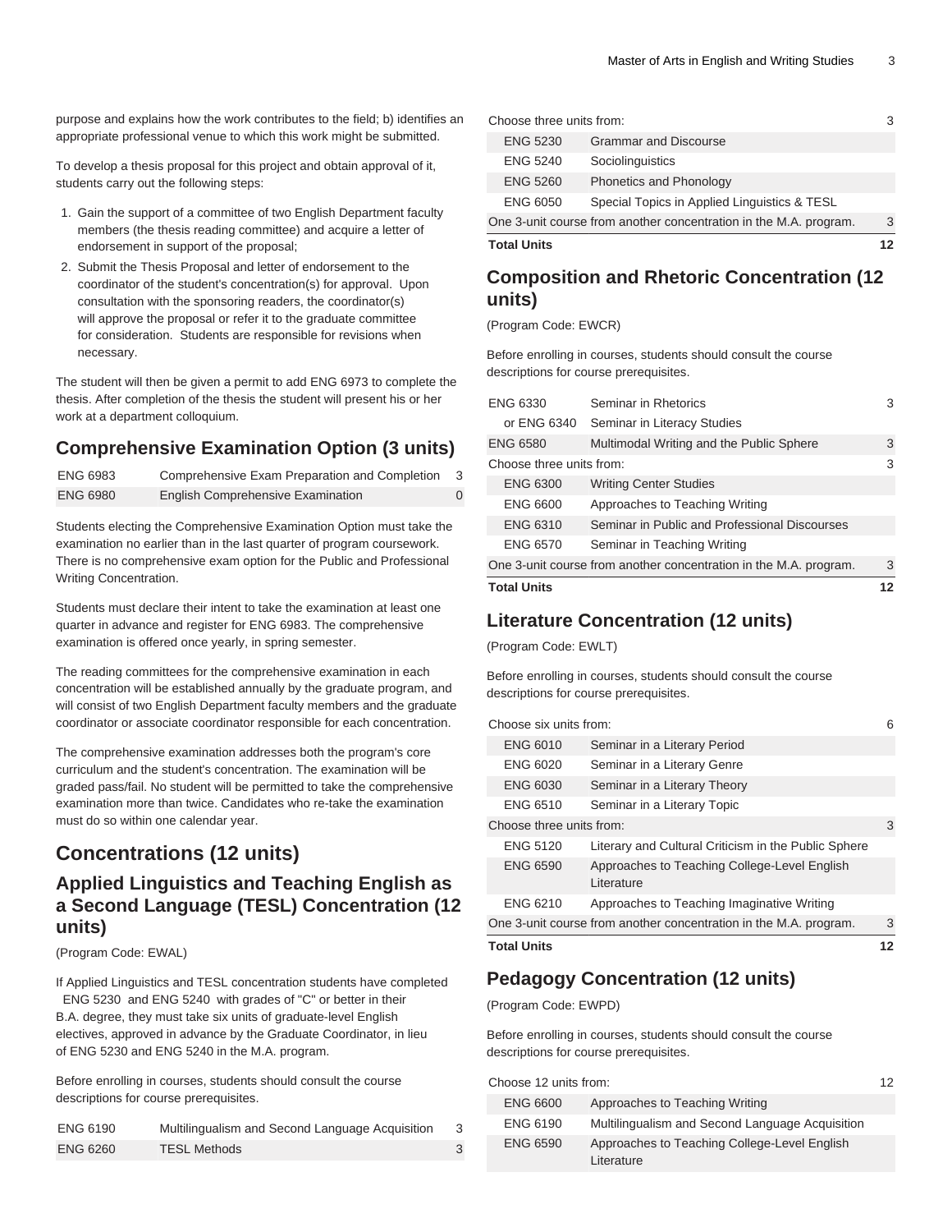purpose and explains how the work contributes to the field; b) identifies an appropriate professional venue to which this work might be submitted.

To develop a thesis proposal for this project and obtain approval of it, students carry out the following steps:

1. Gain the support of a committee of two English Department faculty members (the thesis reading committee) and acquire a letter of endorsement in support of the proposal;
2. Submit the Thesis Proposal and letter of endorsement to the coordinator of the student's concentration(s) for approval. Upon consultation with the sponsoring readers, the coordinator(s) will approve the proposal or refer it to the graduate committee for consideration. Students are responsible for revisions when necessary.

The student will then be given a permit to add ENG 6973 to complete the thesis. After completion of the thesis the student will present his or her work at a department colloquium.

## Comprehensive Examination Option (3 units)

| | | |
|---|---|---|
| ENG 6983 | Comprehensive Exam Preparation and Completion | 3 |
| ENG 6980 | English Comprehensive Examination | 0 |

Students electing the Comprehensive Examination Option must take the examination no earlier than in the last quarter of program coursework. There is no comprehensive exam option for the Public and Professional Writing Concentration.

Students must declare their intent to take the examination at least one quarter in advance and register for ENG 6983. The comprehensive examination is offered once yearly, in spring semester.

The reading committees for the comprehensive examination in each concentration will be established annually by the graduate program, and will consist of two English Department faculty members and the graduate coordinator or associate coordinator responsible for each concentration.

The comprehensive examination addresses both the program's core curriculum and the student's concentration. The examination will be graded pass/fail. No student will be permitted to take the comprehensive examination more than twice. Candidates who re-take the examination must do so within one calendar year.

## Concentrations (12 units)

### Applied Linguistics and Teaching English as a Second Language (TESL) Concentration (12 units)

(Program Code: EWAL)

If Applied Linguistics and TESL concentration students have completed ENG 5230 and ENG 5240 with grades of "C" or better in their B.A. degree, they must take six units of graduate-level English electives, approved in advance by the Graduate Coordinator, in lieu of ENG 5230 and ENG 5240 in the M.A. program.

Before enrolling in courses, students should consult the course descriptions for course prerequisites.

| | | |
|---|---|---|
| ENG 6190 | Multilingualism and Second Language Acquisition | 3 |
| ENG 6260 | TESL Methods | 3 |
| Choose three units from: | | 3 |
| ENG 5230 | Grammar and Discourse | |
| ENG 5240 | Sociolinguistics | |
| ENG 5260 | Phonetics and Phonology | |
| ENG 6050 | Special Topics in Applied Linguistics & TESL | |
| One 3-unit course from another concentration in the M.A. program. | | 3 |
| **Total Units** | | **12** |

### Composition and Rhetoric Concentration (12 units)

(Program Code: EWCR)

Before enrolling in courses, students should consult the course descriptions for course prerequisites.

| | | |
|---|---|---|
| ENG 6330 | Seminar in Rhetorics | 3 |
| or ENG 6340 | Seminar in Literacy Studies | |
| ENG 6580 | Multimodal Writing and the Public Sphere | 3 |
| Choose three units from: | | 3 |
| ENG 6300 | Writing Center Studies | |
| ENG 6600 | Approaches to Teaching Writing | |
| ENG 6310 | Seminar in Public and Professional Discourses | |
| ENG 6570 | Seminar in Teaching Writing | |
| One 3-unit course from another concentration in the M.A. program. | | 3 |
| **Total Units** | | **12** |

### Literature Concentration (12 units)

(Program Code: EWLT)

Before enrolling in courses, students should consult the course descriptions for course prerequisites.

| | | |
|---|---|---|
| Choose six units from: | | 6 |
| ENG 6010 | Seminar in a Literary Period | |
| ENG 6020 | Seminar in a Literary Genre | |
| ENG 6030 | Seminar in a Literary Theory | |
| ENG 6510 | Seminar in a Literary Topic | |
| Choose three units from: | | 3 |
| ENG 5120 | Literary and Cultural Criticism in the Public Sphere | |
| ENG 6590 | Approaches to Teaching College-Level English Literature | |
| ENG 6210 | Approaches to Teaching Imaginative Writing | |
| One 3-unit course from another concentration in the M.A. program. | | 3 |
| **Total Units** | | **12** |

### Pedagogy Concentration (12 units)

(Program Code: EWPD)

Before enrolling in courses, students should consult the course descriptions for course prerequisites.

| | | |
|---|---|---|
| Choose 12 units from: | | 12 |
| ENG 6600 | Approaches to Teaching Writing | |
| ENG 6190 | Multilingualism and Second Language Acquisition | |
| ENG 6590 | Approaches to Teaching College-Level English Literature | |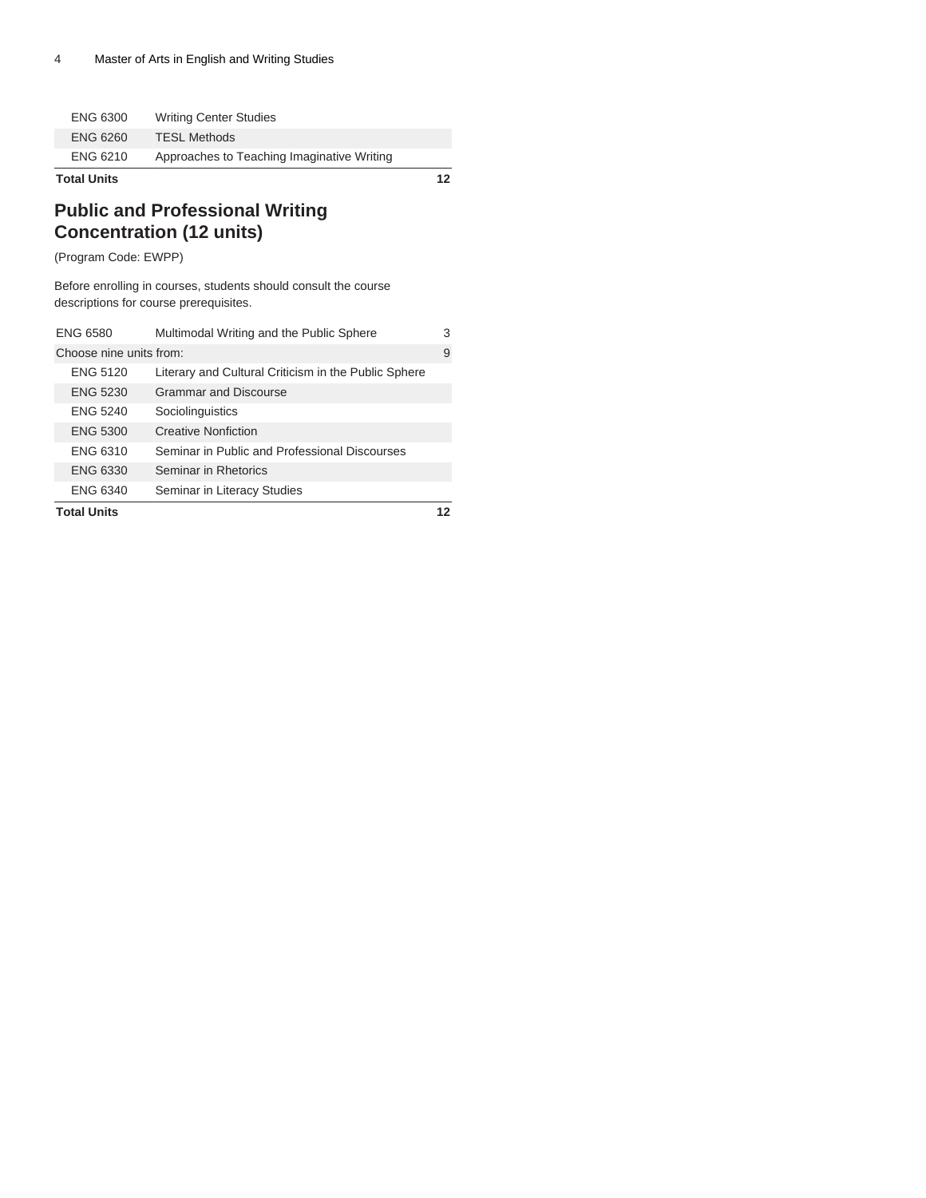| | | |
|---|---|---|
| ENG 6300 | Writing Center Studies | |
| ENG 6260 | TESL Methods | |
| ENG 6210 | Approaches to Teaching Imaginative Writing | |
| **Total Units** | | **12** |

## Public and Professional Writing Concentration (12 units)

(Program Code: EWPP)

Before enrolling in courses, students should consult the course descriptions for course prerequisites.

| | | |
|---|---|---|
| ENG 6580 | Multimodal Writing and the Public Sphere | 3 |
| Choose nine units from: | | 9 |
| ENG 5120 | Literary and Cultural Criticism in the Public Sphere | |
| ENG 5230 | Grammar and Discourse | |
| ENG 5240 | Sociolinguistics | |
| ENG 5300 | Creative Nonfiction | |
| ENG 6310 | Seminar in Public and Professional Discourses | |
| ENG 6330 | Seminar in Rhetorics | |
| ENG 6340 | Seminar in Literacy Studies | |
| **Total Units** | | **12** |